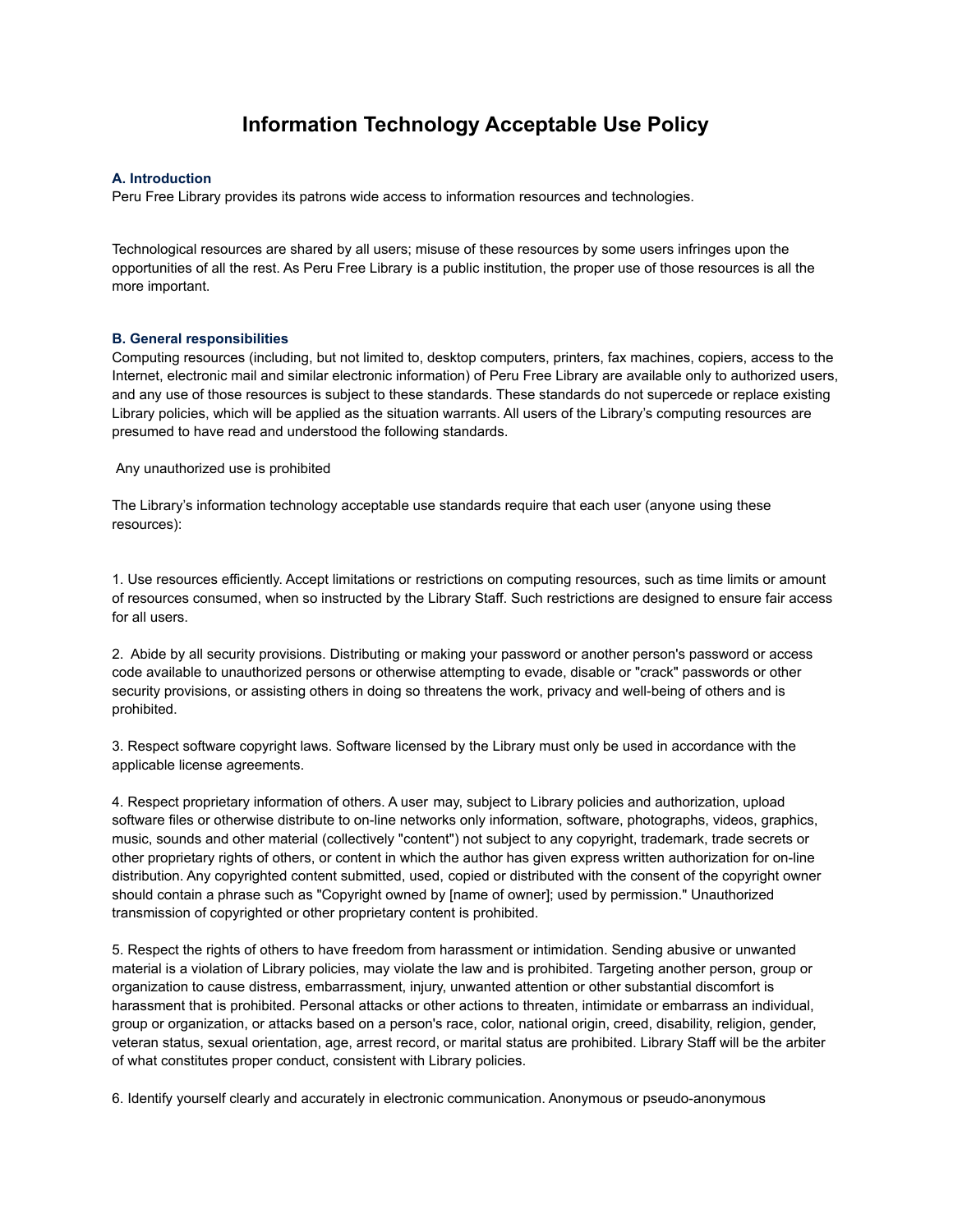# Information Technology Acceptable Use Policy

### A. Introduction

Peru Free Library provides its patrons wide access to information resources and technologies.

Technological resources are shared by all users; misuse of these resources by some users infringes upon the opportunities of all the rest. As Peru Free Library is a public institution, the proper use of those resources is all the more important.

### B. General responsibilities

Computing resources (including, but not limited to, desktop computers, printers, fax machines, copiers, access to the Internet, electronic mail and similar electronic information) of Peru Free Library are available only to authorized users, and any use of those resources is subject to these standards. These standards do not supercede or replace existing Library policies, which will be applied as the situation warrants. All users of the Library's computing resources are presumed to have read and understood the following standards.

Any unauthorized use is prohibited

The Library's information technology acceptable use standards require that each user (anyone using these resources):

1. Use resources efficiently. Accept limitations or restrictions on computing resources, such as time limits or amount of resources consumed, when so instructed by the Library Staff. Such restrictions are designed to ensure fair access for all users.

2. Abide by all security provisions. Distributing or making your password or another person's password or access code available to unauthorized persons or otherwise attempting to evade, disable or "crack" passwords or other security provisions, or assisting others in doing so threatens the work, privacy and well-being of others and is prohibited.

3. Respect software copyright laws. Software licensed by the Library must only be used in accordance with the applicable license agreements.

4. Respect proprietary information of others. A user may, subject to Library policies and authorization, upload software files or otherwise distribute to on-line networks only information, software, photographs, videos, graphics, music, sounds and other material (collectively "content") not subject to any copyright, trademark, trade secrets or other proprietary rights of others, or content in which the author has given express written authorization for on-line distribution. Any copyrighted content submitted, used, copied or distributed with the consent of the copyright owner should contain a phrase such as "Copyright owned by [name of owner]; used by permission." Unauthorized transmission of copyrighted or other proprietary content is prohibited.

5. Respect the rights of others to have freedom from harassment or intimidation. Sending abusive or unwanted material is a violation of Library policies, may violate the law and is prohibited. Targeting another person, group or organization to cause distress, embarrassment, injury, unwanted attention or other substantial discomfort is harassment that is prohibited. Personal attacks or other actions to threaten, intimidate or embarrass an individual, group or organization, or attacks based on a person's race, color, national origin, creed, disability, religion, gender, veteran status, sexual orientation, age, arrest record, or marital status are prohibited. Library Staff will be the arbiter of what constitutes proper conduct, consistent with Library policies.

6. Identify yourself clearly and accurately in electronic communication. Anonymous or pseudo-anonymous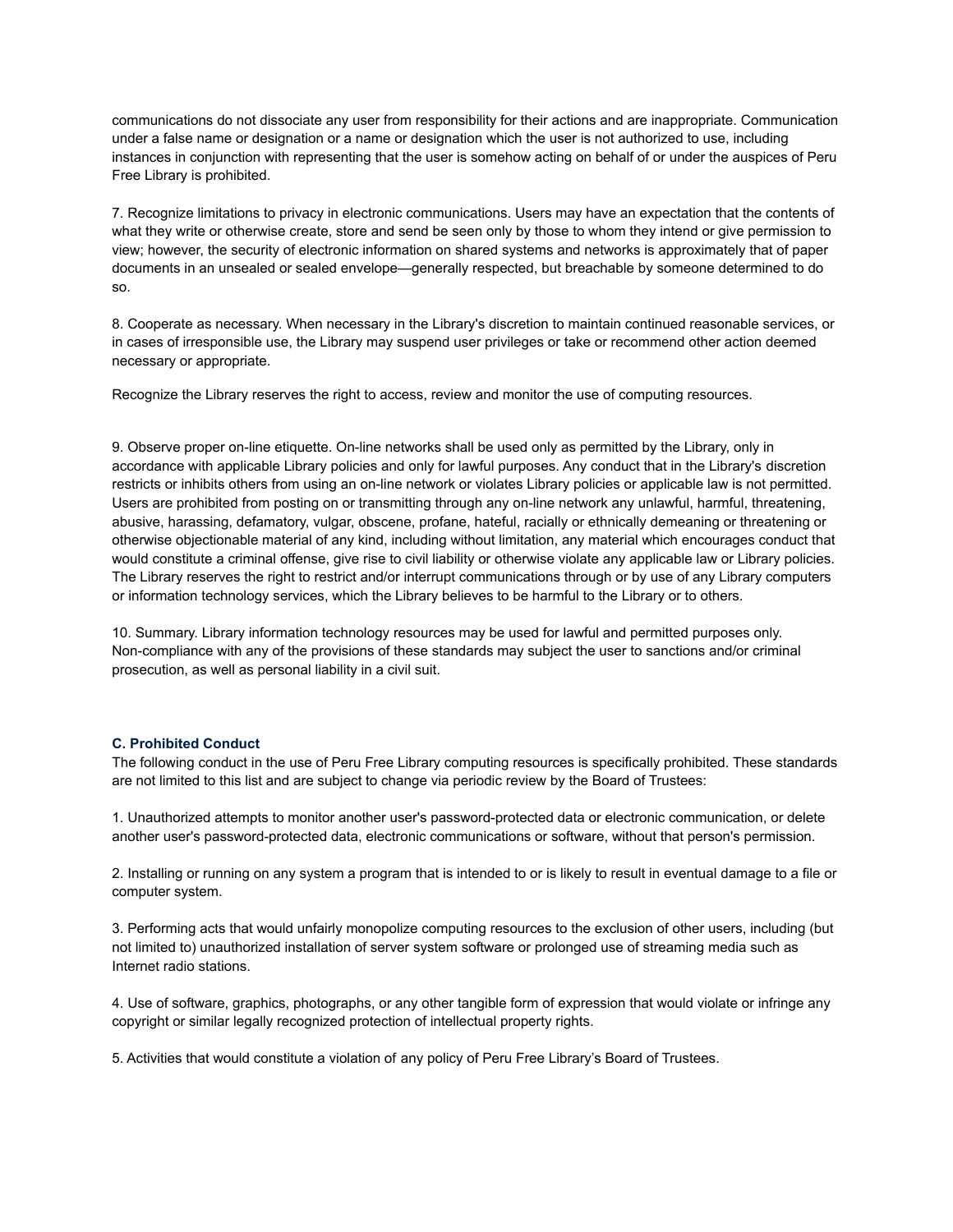communications do not dissociate any user from responsibility for their actions and are inappropriate. Communication under a false name or designation or a name or designation which the user is not authorized to use, including instances in conjunction with representing that the user is somehow acting on behalf of or under the auspices of Peru Free Library is prohibited.

7. Recognize limitations to privacy in electronic communications. Users may have an expectation that the contents of what they write or otherwise create, store and send be seen only by those to whom they intend or give permission to view; however, the security of electronic information on shared systems and networks is approximately that of paper documents in an unsealed or sealed envelope—generally respected, but breachable by someone determined to do so.

8. Cooperate as necessary. When necessary in the Library's discretion to maintain continued reasonable services, or in cases of irresponsible use, the Library may suspend user privileges or take or recommend other action deemed necessary or appropriate.

Recognize the Library reserves the right to access, review and monitor the use of computing resources.

9. Observe proper on-line etiquette. On-line networks shall be used only as permitted by the Library, only in accordance with applicable Library policies and only for lawful purposes. Any conduct that in the Library's discretion restricts or inhibits others from using an on-line network or violates Library policies or applicable law is not permitted. Users are prohibited from posting on or transmitting through any on-line network any unlawful, harmful, threatening, abusive, harassing, defamatory, vulgar, obscene, profane, hateful, racially or ethnically demeaning or threatening or otherwise objectionable material of any kind, including without limitation, any material which encourages conduct that would constitute a criminal offense, give rise to civil liability or otherwise violate any applicable law or Library policies. The Library reserves the right to restrict and/or interrupt communications through or by use of any Library computers or information technology services, which the Library believes to be harmful to the Library or to others.

10. Summary. Library information technology resources may be used for lawful and permitted purposes only. Non-compliance with any of the provisions of these standards may subject the user to sanctions and/or criminal prosecution, as well as personal liability in a civil suit.

### C. Prohibited Conduct

The following conduct in the use of Peru Free Library computing resources is specifically prohibited. These standards are not limited to this list and are subject to change via periodic review by the Board of Trustees:

1. Unauthorized attempts to monitor another user's password-protected data or electronic communication, or delete another user's password-protected data, electronic communications or software, without that person's permission.

2. Installing or running on any system a program that is intended to or is likely to result in eventual damage to a file or computer system.

3. Performing acts that would unfairly monopolize computing resources to the exclusion of other users, including (but not limited to) unauthorized installation of server system software or prolonged use of streaming media such as Internet radio stations.

4. Use of software, graphics, photographs, or any other tangible form of expression that would violate or infringe any copyright or similar legally recognized protection of intellectual property rights.

5. Activities that would constitute a violation of any policy of Peru Free Library's Board of Trustees.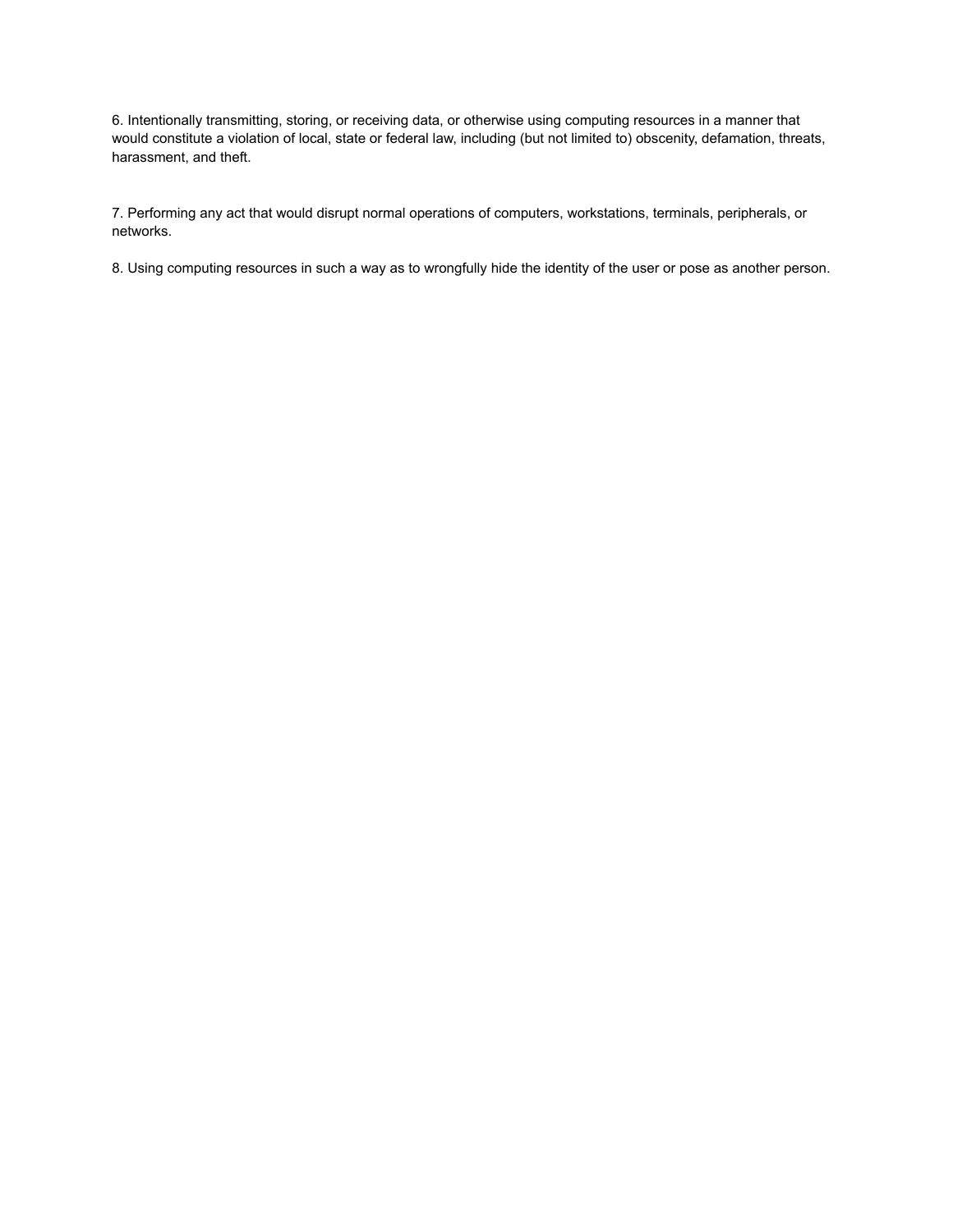6. Intentionally transmitting, storing, or receiving data, or otherwise using computing resources in a manner that would constitute a violation of local, state or federal law, including (but not limited to) obscenity, defamation, threats, harassment, and theft.

7. Performing any act that would disrupt normal operations of computers, workstations, terminals, peripherals, or networks.

8. Using computing resources in such a way as to wrongfully hide the identity of the user or pose as another person.